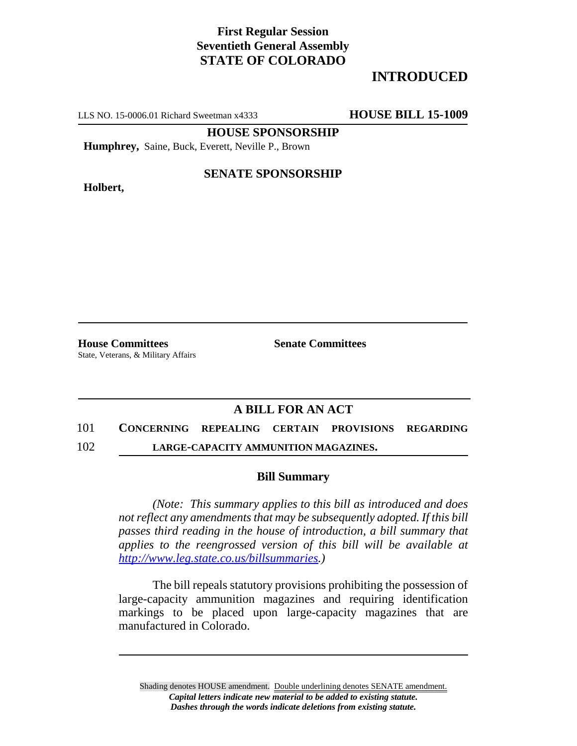**First Regular Session**
**Seventieth General Assembly**
**STATE OF COLORADO**

# INTRODUCED

LLS NO. 15-0006.01 Richard Sweetman x4333 **HOUSE BILL 15-1009**

**HOUSE SPONSORSHIP**

**Humphrey,** Saine, Buck, Everett, Neville P., Brown

**SENATE SPONSORSHIP**

**Holbert,**

**House Committees**
State, Veterans, & Military Affairs

**Senate Committees**

## A BILL FOR AN ACT

101 **CONCERNING REPEALING CERTAIN PROVISIONS REGARDING**
102 **LARGE-CAPACITY AMMUNITION MAGAZINES.**

### Bill Summary

*(Note: This summary applies to this bill as introduced and does not reflect any amendments that may be subsequently adopted. If this bill passes third reading in the house of introduction, a bill summary that applies to the reengrossed version of this bill will be available at http://www.leg.state.co.us/billsummaries.)*

The bill repeals statutory provisions prohibiting the possession of large-capacity ammunition magazines and requiring identification markings to be placed upon large-capacity magazines that are manufactured in Colorado.

Shading denotes HOUSE amendment. Double underlining denotes SENATE amendment.
***Capital letters indicate new material to be added to existing statute.***
***Dashes through the words indicate deletions from existing statute.***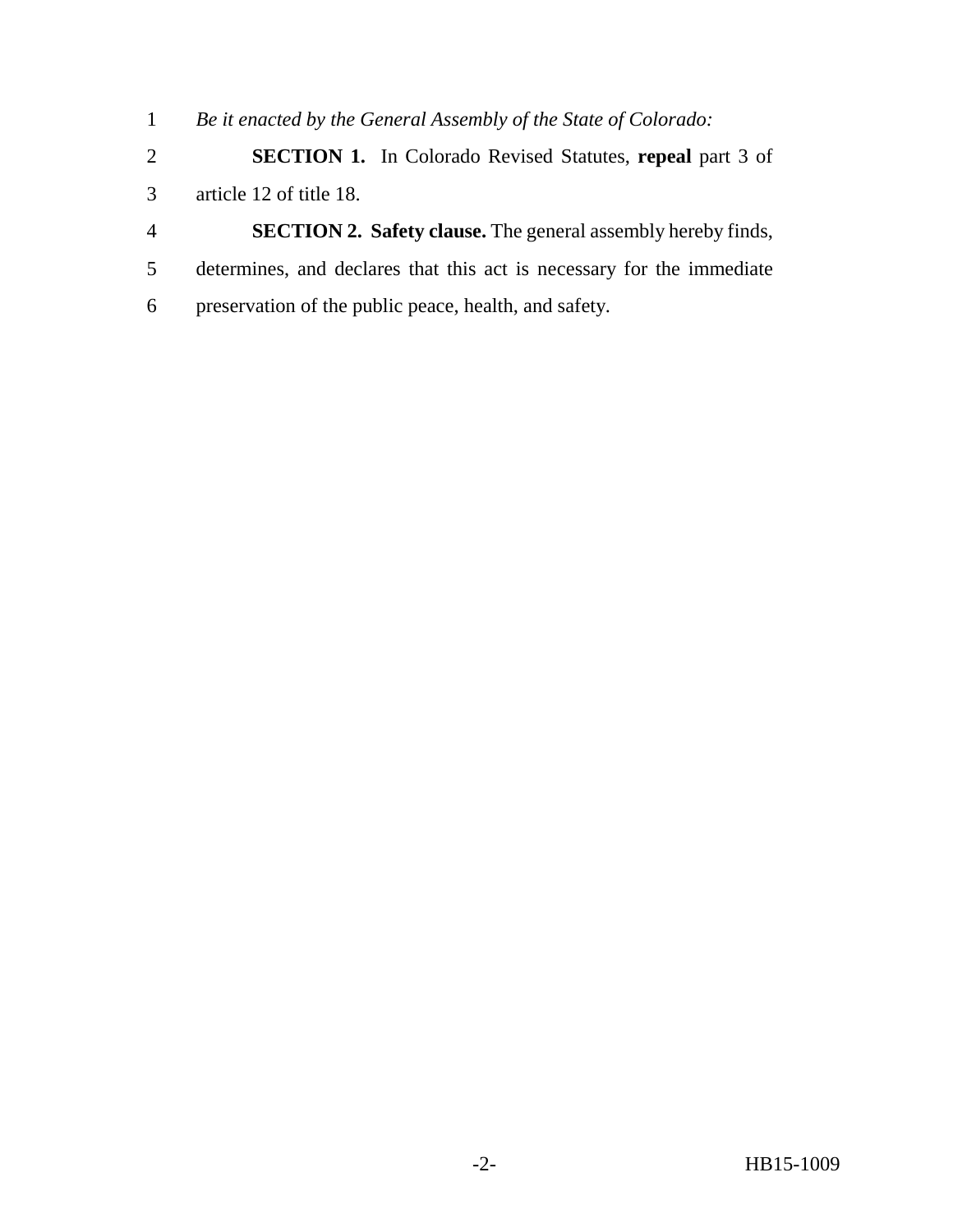*Be it enacted by the General Assembly of the State of Colorado:*

**SECTION 1.** In Colorado Revised Statutes, **repeal** part 3 of article 12 of title 18.

**SECTION 2. Safety clause.** The general assembly hereby finds, determines, and declares that this act is necessary for the immediate preservation of the public peace, health, and safety.